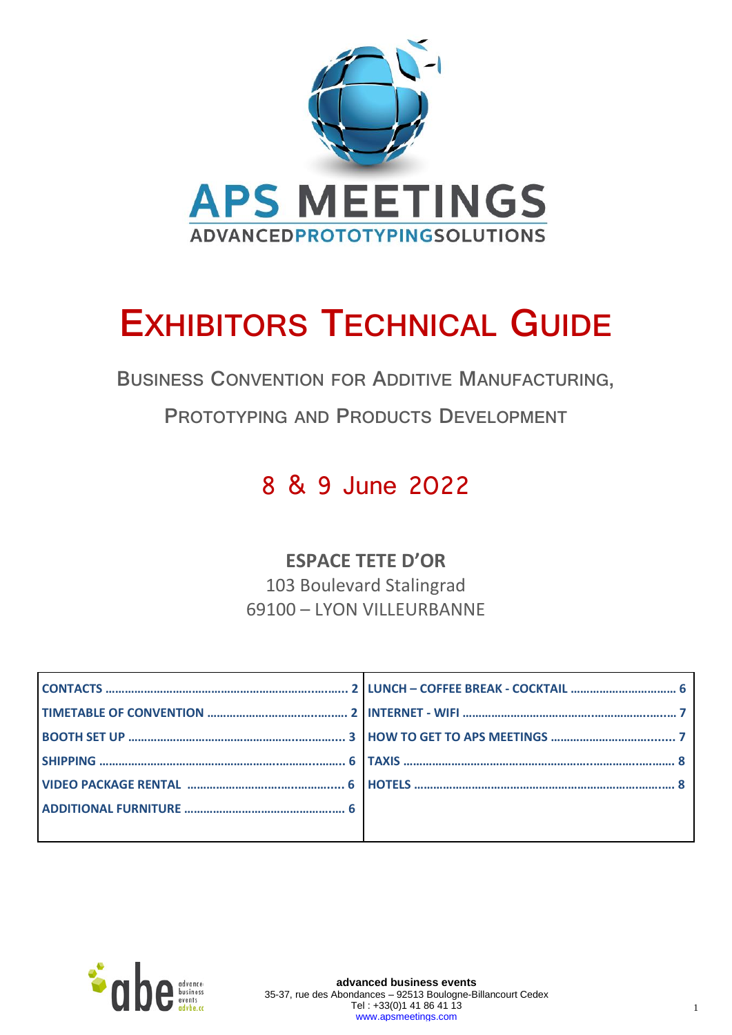# APS MEETINGS

ADVANCED PROTOTYPING SOLUTIONS

# EXHIBITORS TECHNICAL GUIDE

## BUSINESS CONVENTION FOR ADDITIVE MANUFACTURING, PROTOTYPING AND PRODUCTS DEVELOPMENT

## 8 & 9 June 2022

**ESPACE TETE D'OR**
103 Boulevard Stalingrad
69100 – LYON VILLEURBANNE

| | |
|---|---|
| **CONTACTS ........................................ 2** | **LUNCH – COFFEE BREAK - COCKTAIL ................ 6** |
| **TIMETABLE OF CONVENTION ........................ 2** | **INTERNET - WIFI ........................................ 7** |
| **BOOTH SET UP ........................................ 3** | **HOW TO GET TO APS MEETINGS ..................... 7** |
| **SHIPPING ........................................ 6** | **TAXIS ........................................ 8** |
| **VIDEO PACKAGE RENTAL ........................ 6** | **HOTELS ........................................ 8** |
| **ADDITIONAL FURNITURE ........................ 6** | |

abe advanced business events

**advanced business events**
35-37, rue des Abondances – 92513 Boulogne-Billancourt Cedex
Tel : +33(0)1 41 86 41 13
www.apsmeetings.com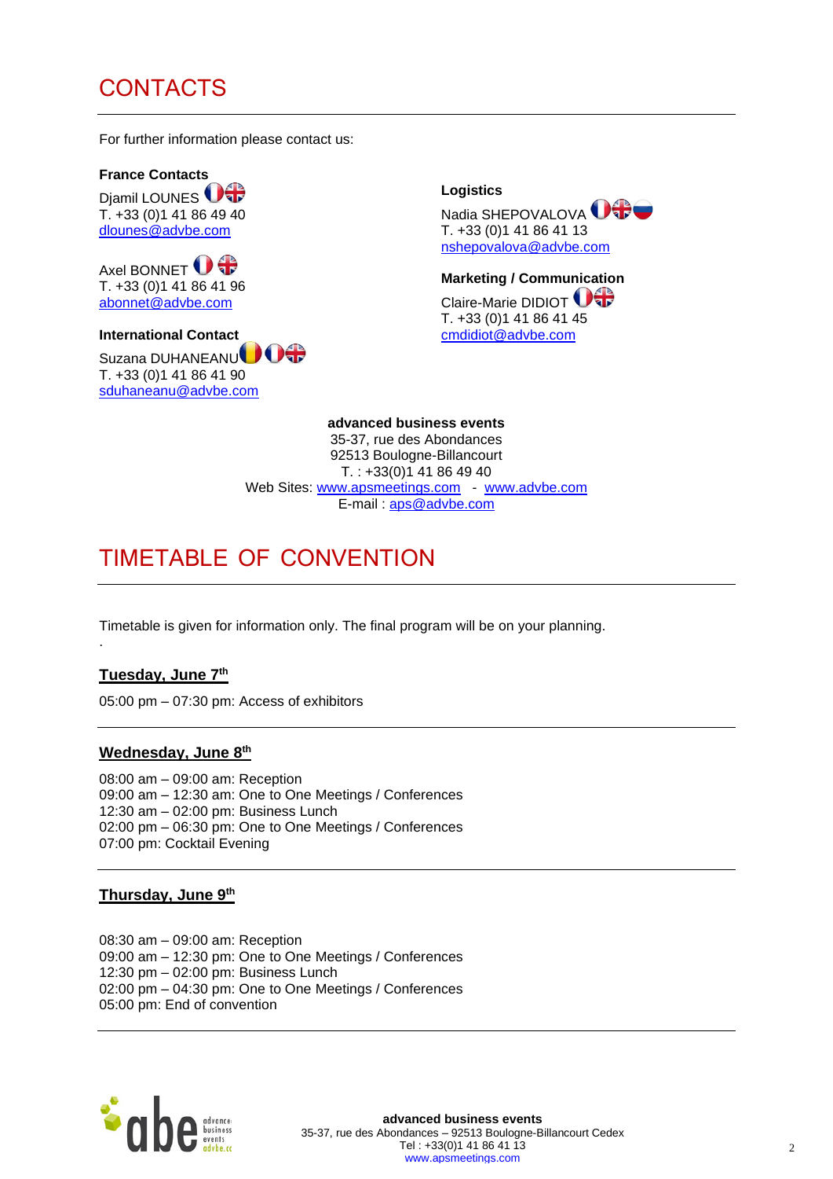# CONTACTS

For further information please contact us:

**France Contacts**

Djamil LOUNES
T. +33 (0)1 41 86 49 40
dlounes@advbe.com

Axel BONNET
T. +33 (0)1 41 86 41 96
abonnet@advbe.com

**International Contact**

Suzana DUHANEANU
T. +33 (0)1 41 86 41 90
sduhaneanu@advbe.com

**Logistics**

Nadia SHEPOVALOVA
T. +33 (0)1 41 86 41 13
nshepovalova@advbe.com

**Marketing / Communication**

Claire-Marie DIDIOT
T. +33 (0)1 41 86 41 45
cmdidiot@advbe.com

**advanced business events**
35-37, rue des Abondances
92513 Boulogne-Billancourt
T. : +33(0)1 41 86 49 40
Web Sites: www.apsmeetings.com - www.advbe.com
E-mail : aps@advbe.com

# TIMETABLE OF CONVENTION

Timetable is given for information only. The final program will be on your planning.

.

## Tuesday, June 7th

05:00 pm – 07:30 pm: Access of exhibitors

## Wednesday, June 8th

08:00 am – 09:00 am: Reception
09:00 am – 12:30 am: One to One Meetings / Conferences
12:30 am – 02:00 pm: Business Lunch
02:00 pm – 06:30 pm: One to One Meetings / Conferences
07:00 pm: Cocktail Evening

## Thursday, June 9th

08:30 am – 09:00 am: Reception
09:00 am – 12:30 pm: One to One Meetings / Conferences
12:30 pm – 02:00 pm: Business Lunch
02:00 pm – 04:30 pm: One to One Meetings / Conferences
05:00 pm: End of convention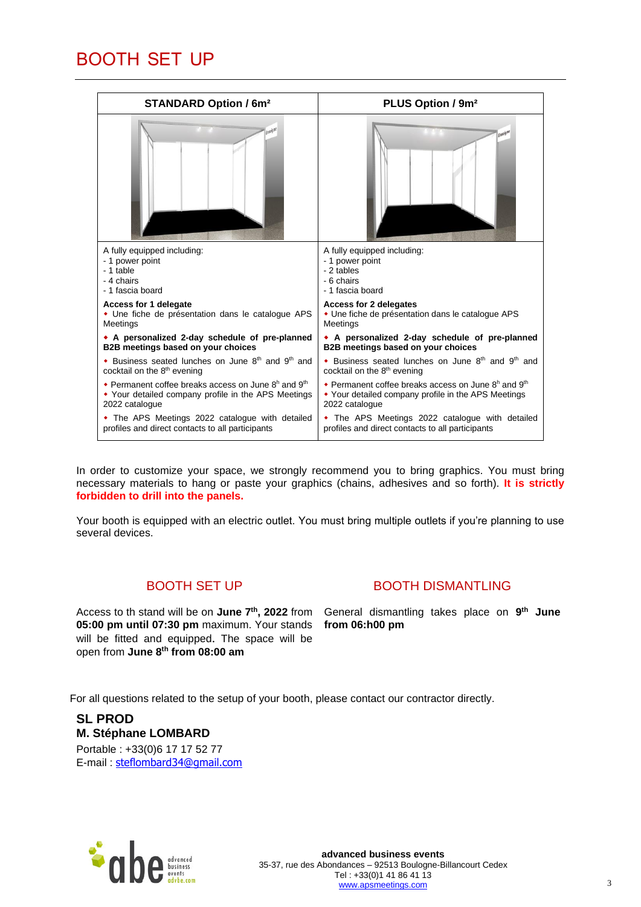# BOOTH SET UP

| STANDARD Option / 6m² | PLUS Option / 9m² |
|---|---|
| | |
| A fully equipped including:<br>- 1 power point<br>- 1 table<br>- 4 chairs<br>- 1 fascia board | A fully equipped including:<br>- 1 power point<br>- 2 tables<br>- 6 chairs<br>- 1 fascia board |
| **Access for 1 delegate**<br>• Une fiche de présentation dans le catalogue APS Meetings | **Access for 2 delegates**<br>• Une fiche de présentation dans le catalogue APS Meetings |
| **• A personalized 2-day schedule of pre-planned B2B meetings based on your choices** | **• A personalized 2-day schedule of pre-planned B2B meetings based on your choices** |
| • Business seated lunches on June 8th and 9th and cocktail on the 8th evening | • Business seated lunches on June 8th and 9th and cocktail on the 8th evening |
| • Permanent coffee breaks access on June 8h and 9th<br>• Your detailed company profile in the APS Meetings 2022 catalogue | • Permanent coffee breaks access on June 8h and 9th<br>• Your detailed company profile in the APS Meetings 2022 catalogue |
| • The APS Meetings 2022 catalogue with detailed profiles and direct contacts to all participants | • The APS Meetings 2022 catalogue with detailed profiles and direct contacts to all participants |

In order to customize your space, we strongly recommend you to bring graphics. You must bring necessary materials to hang or paste your graphics (chains, adhesives and so forth). **It is strictly forbidden to drill into the panels.**

Your booth is equipped with an electric outlet. You must bring multiple outlets if you're planning to use several devices.

## BOOTH SET UP

Access to th stand will be on **June 7th, 2022** from **05:00 pm until 07:30 pm** maximum. Your stands will be fitted and equipped. The space will be open from **June 8th from 08:00 am**

## BOOTH DISMANTLING

General dismantling takes place on **9th June from 06:h00 pm**

For all questions related to the setup of your booth, please contact our contractor directly.

**SL PROD**
**M. Stéphane LOMBARD**
Portable : +33(0)6 17 17 52 77
E-mail : steflombard34@gmail.com

**advanced business events**
35-37, rue des Abondances – 92513 Boulogne-Billancourt Cedex
Tel : +33(0)1 41 86 41 13
www.apsmeetings.com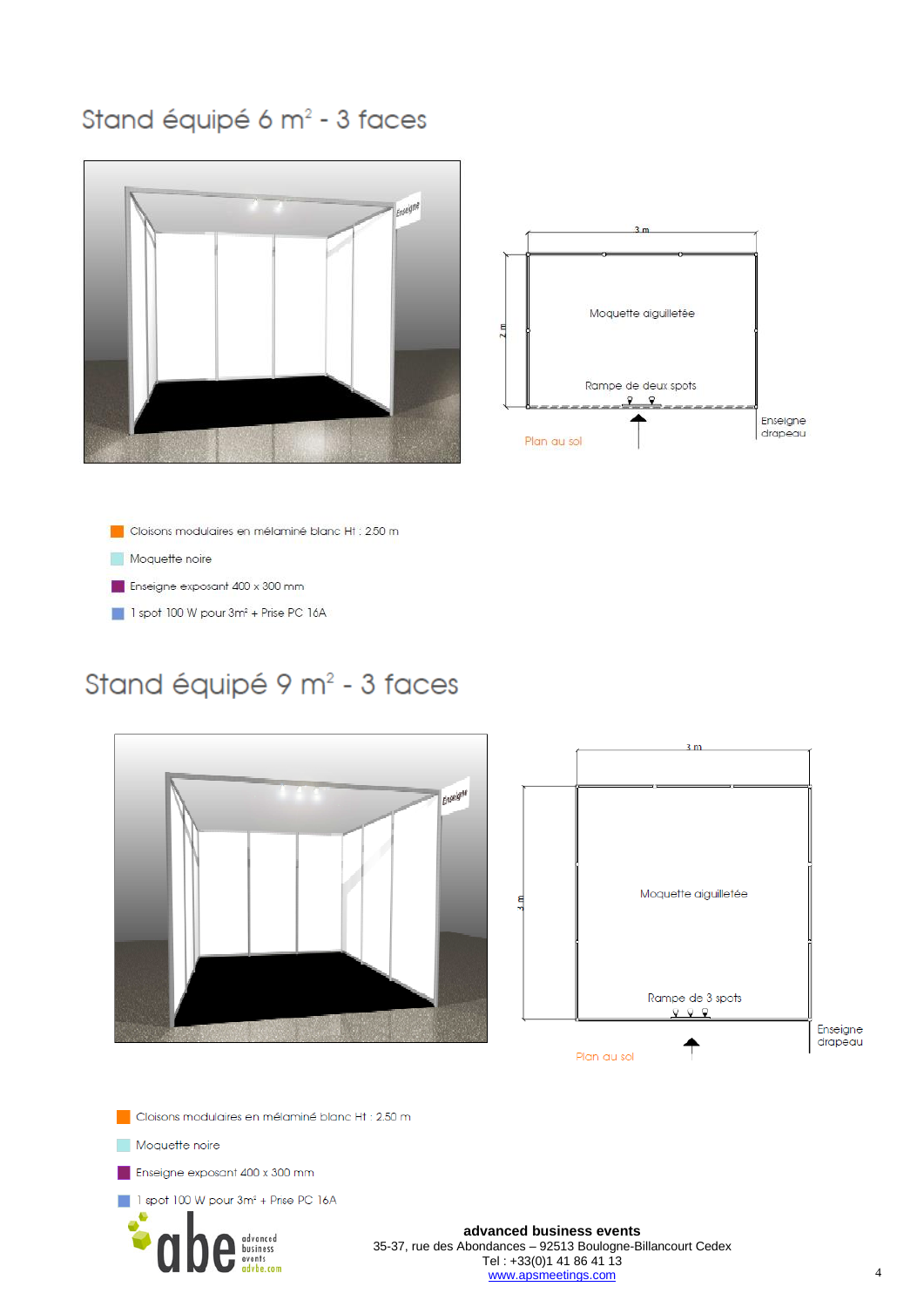# Stand équipé 6 m² - 3 faces

3 m

2 m

Moquette aiguilletée

Rampe de deux spots

Enseigne drapeau

Plan au sol

- Cloisons modulaires en mélaminé blanc Ht : 2.50 m
- Moquette noire
- Enseigne exposant 400 x 300 mm
- 1 spot 100 W pour 3m² + Prise PC 16A

# Stand équipé 9 m² - 3 faces

3 m

3 m

Moquette aiguilletée

Rampe de 3 spots

Enseigne drapeau

Plan au sol

- Cloisons modulaires en mélaminé blanc Ht : 2.50 m
- Moquette noire
- Enseigne exposant 400 x 300 mm
- 1 spot 100 W pour 3m² + Prise PC 16A

abe advanced business events advbe.com

**advanced business events**
35-37, rue des Abondances – 92513 Boulogne-Billancourt Cedex
Tel : +33(0)1 41 86 41 13
www.apsmeetings.com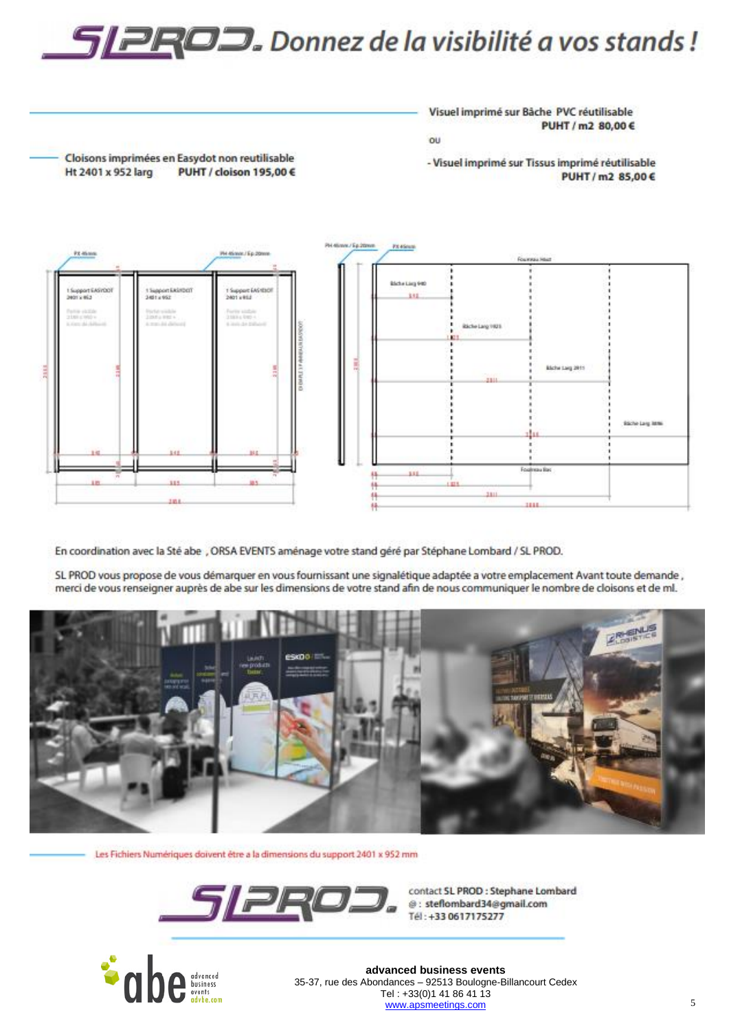# SL PROD. Donnez de la visibilité a vos stands !

Visuel imprimé sur Bâche PVC réutilisable
PUHT / m2 80,00 €

ou

- Visuel imprimé sur Tissus imprimé réutilisable
PUHT / m2 85,00 €

Cloisons imprimées en Easydot non reutilisable
Ht 2401 x 952 larg    PUHT / cloison 195,00 €

En coordination avec la Sté abe , ORSA EVENTS aménage votre stand géré par Stéphane Lombard / SL PROD.

SL PROD vous propose de vous démarquer en vous fournissant une signalétique adaptée a votre emplacement Avant toute demande , merci de vous renseigner auprès de abe sur les dimensions de votre stand afin de nous communiquer le nombre de cloisons et de ml.

Les Fichiers Numériques doivent être a la dimensions du support 2401 x 952 mm

contact SL PROD : Stephane Lombard
@ : steflombard34@gmail.com
Tél : +33 0617175277

**advanced business events**
35-37, rue des Abondances – 92513 Boulogne-Billancourt Cedex
Tel : +33(0)1 41 86 41 13
www.apsmeetings.com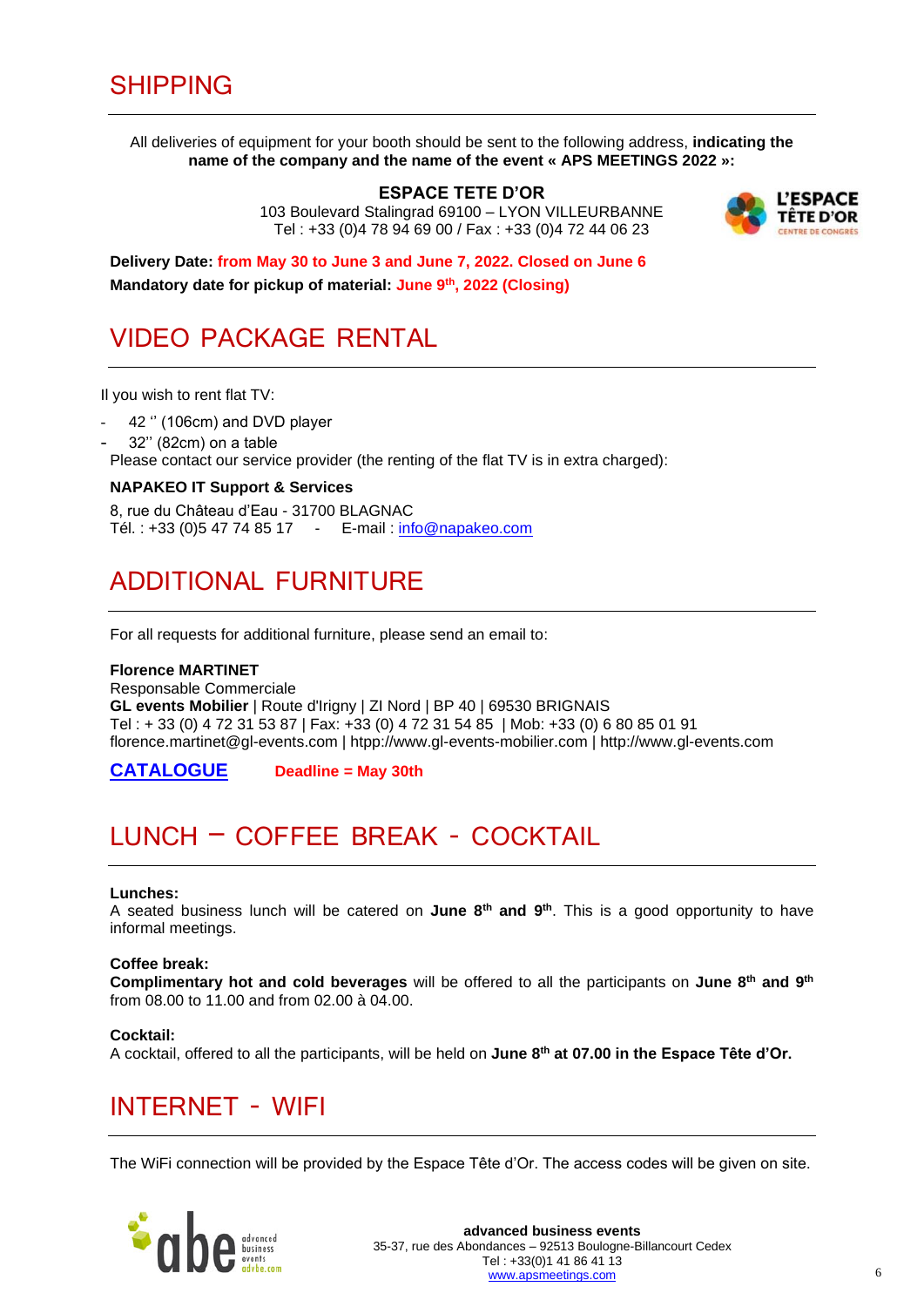# SHIPPING

All deliveries of equipment for your booth should be sent to the following address, **indicating the name of the company and the name of the event « APS MEETINGS 2022 »:**

**ESPACE TETE D'OR**
103 Boulevard Stalingrad 69100 – LYON VILLEURBANNE
Tel : +33 (0)4 78 94 69 00 / Fax : +33 (0)4 72 44 06 23

**Delivery Date: from May 30 to June 3 and June 7, 2022. Closed on June 6**

**Mandatory date for pickup of material: June 9th, 2022 (Closing)**

# VIDEO PACKAGE RENTAL

Il you wish to rent flat TV:

- 42 '' (106cm) and DVD player
- 32'' (82cm) on a table

Please contact our service provider (the renting of the flat TV is in extra charged):

**NAPAKEO IT Support & Services**

8, rue du Château d'Eau - 31700 BLAGNAC
Tél. : +33 (0)5 47 74 85 17 - E-mail : info@napakeo.com

# ADDITIONAL FURNITURE

For all requests for additional furniture, please send an email to:

**Florence MARTINET**
Responsable Commerciale
**GL events Mobilier** | Route d'Irigny | ZI Nord | BP 40 | 69530 BRIGNAIS
Tel : + 33 (0) 4 72 31 53 87 | Fax: +33 (0) 4 72 31 54 85 | Mob: +33 (0) 6 80 85 01 91
florence.martinet@gl-events.com | htpp://www.gl-events-mobilier.com | http://www.gl-events.com

**CATALOGUE** **Deadline = May 30th**

# LUNCH – COFFEE BREAK - COCKTAIL

**Lunches:**
A seated business lunch will be catered on **June 8th and 9th**. This is a good opportunity to have informal meetings.

**Coffee break:**
**Complimentary hot and cold beverages** will be offered to all the participants on **June 8th and 9th** from 08.00 to 11.00 and from 02.00 à 04.00.

**Cocktail:**
A cocktail, offered to all the participants, will be held on **June 8th at 07.00 in the Espace Tête d'Or.**

# INTERNET - WIFI

The WiFi connection will be provided by the Espace Tête d'Or. The access codes will be given on site.

**advanced business events**
35-37, rue des Abondances – 92513 Boulogne-Billancourt Cedex
Tel : +33(0)1 41 86 41 13
www.apsmeetings.com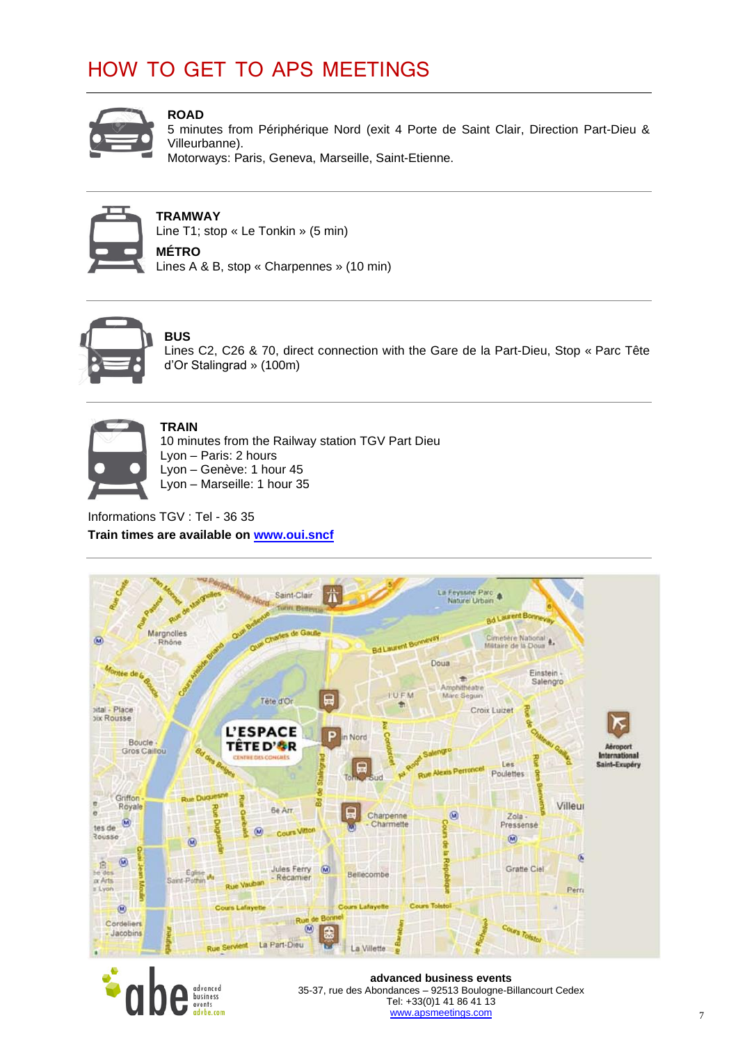# HOW TO GET TO APS MEETINGS

**ROAD**

5 minutes from Périphérique Nord (exit 4 Porte de Saint Clair, Direction Part-Dieu & Villeurbanne).

Motorways: Paris, Geneva, Marseille, Saint-Etienne.

**TRAMWAY**

Line T1; stop « Le Tonkin » (5 min)

**MÉTRO**

Lines A & B, stop « Charpennes » (10 min)

**BUS**

Lines C2, C26 & 70, direct connection with the Gare de la Part-Dieu, Stop « Parc Tête d'Or Stalingrad » (100m)

**TRAIN**

10 minutes from the Railway station TGV Part Dieu

Lyon – Paris: 2 hours

Lyon – Genève: 1 hour 45

Lyon – Marseille: 1 hour 35

Informations TGV : Tel - 36 35

**Train times are available on [www.oui.sncf](http://www.oui.sncf)**

**advanced business events**

35-37, rue des Abondances – 92513 Boulogne-Billancourt Cedex

Tel: +33(0)1 41 86 41 13

[www.apsmeetings.com](http://www.apsmeetings.com)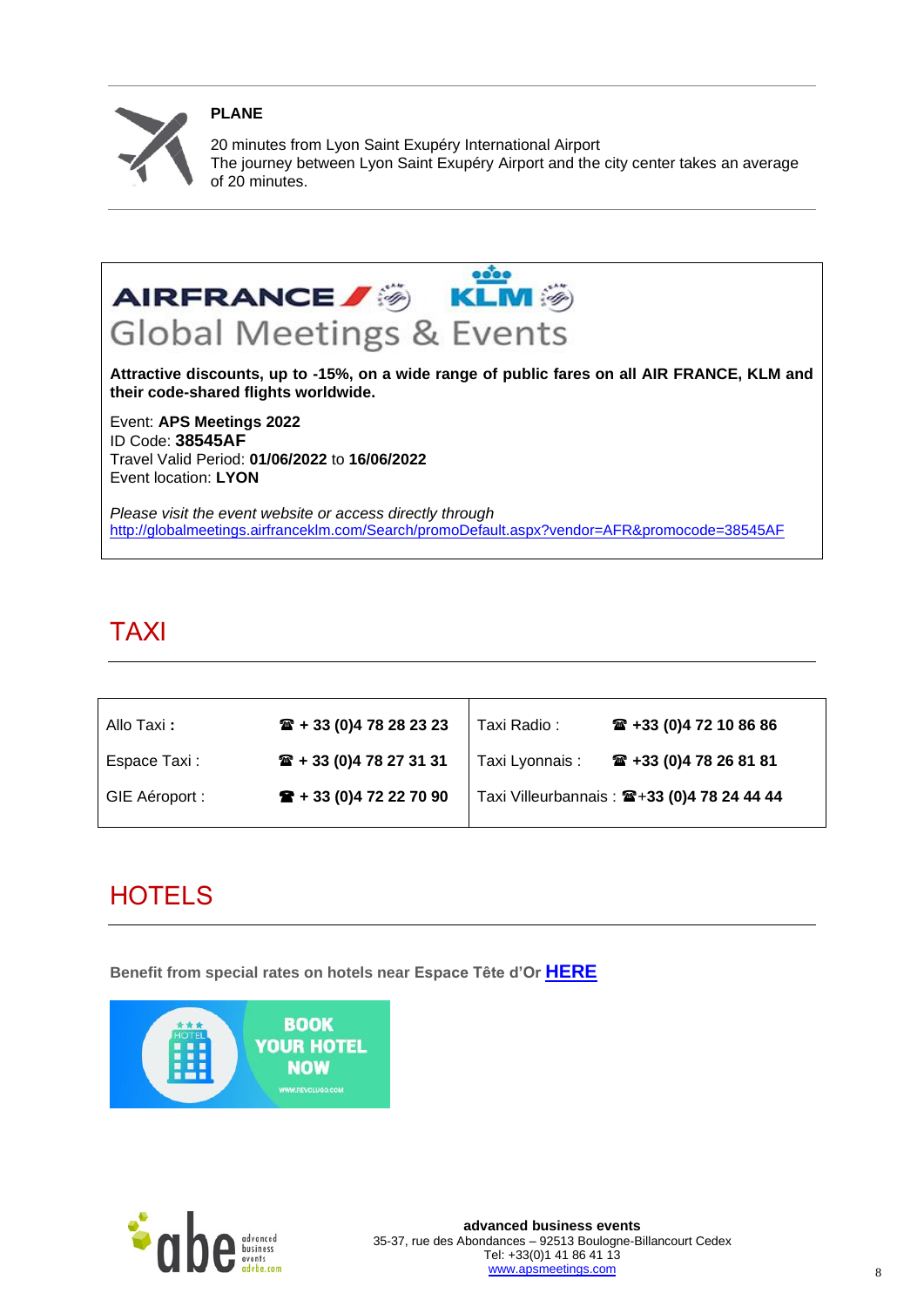**PLANE**

20 minutes from Lyon Saint Exupéry International Airport
The journey between Lyon Saint Exupéry Airport and the city center takes an average of 20 minutes.

AIRFRANCE KLM
Global Meetings & Events

**Attractive discounts, up to -15%, on a wide range of public fares on all AIR FRANCE, KLM and their code-shared flights worldwide.**

Event: **APS Meetings 2022**
ID Code: **38545AF**
Travel Valid Period: **01/06/2022** to **16/06/2022**
Event location: **LYON**

*Please visit the event website or access directly through*
http://globalmeetings.airfranceklm.com/Search/promoDefault.aspx?vendor=AFR&promocode=38545AF

# TAXI

| | | | |
|---|---|---|---|
| Allo Taxi **:** | ☎ **+ 33 (0)4 78 28 23 23** | Taxi Radio : | ☎ **+33 (0)4 72 10 86 86** |
| Espace Taxi : | ☎ **+ 33 (0)4 78 27 31 31** | Taxi Lyonnais : | ☎ **+33 (0)4 78 26 81 81** |
| GIE Aéroport : | ☎ **+ 33 (0)4 72 22 70 90** | Taxi Villeurbannais : | ☎**+33 (0)4 78 24 44 44** |

# HOTELS

**Benefit from special rates on hotels near Espace Tête d'Or HERE**

BOOK YOUR HOTEL NOW

**advanced business events**
35-37, rue des Abondances – 92513 Boulogne-Billancourt Cedex
Tel: +33(0)1 41 86 41 13
www.apsmeetings.com